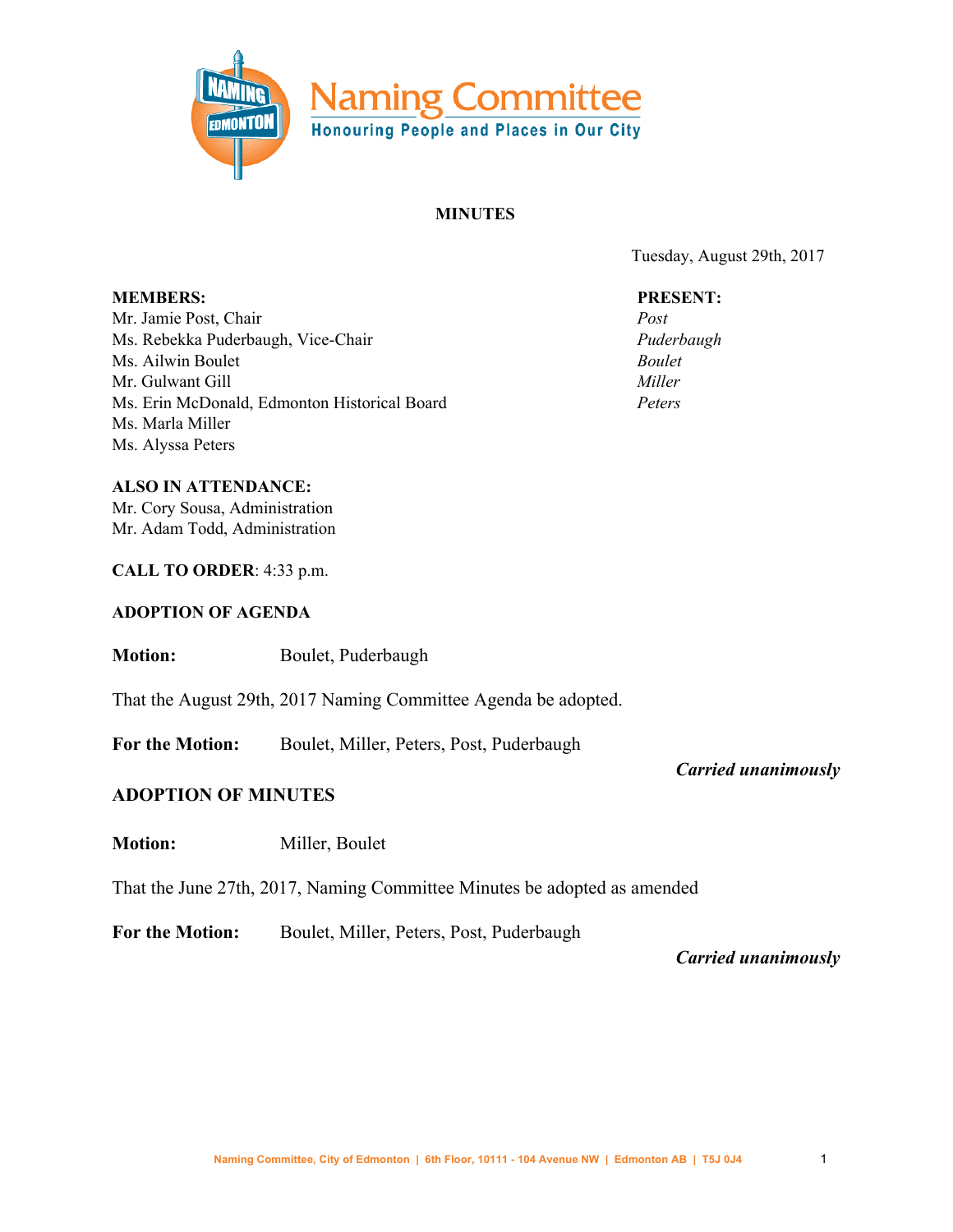# Naming Committee

**Honouring People and Places in Our City**

**MINUTES**

Tuesday, August 29th, 2017

| **MEMBERS:** | **PRESENT:** |
|---|---|
| Mr. Jamie Post, Chair | *Post* |
| Ms. Rebekka Puderbaugh, Vice-Chair | *Puderbaugh* |
| Ms. Ailwin Boulet | *Boulet* |
| Mr. Gulwant Gill | *Miller* |
| Ms. Erin McDonald, Edmonton Historical Board | *Peters* |
| Ms. Marla Miller | |
| Ms. Alyssa Peters | |

**ALSO IN ATTENDANCE:**
Mr. Cory Sousa, Administration
Mr. Adam Todd, Administration

**CALL TO ORDER**: 4:33 p.m.

**ADOPTION OF AGENDA**

**Motion:** Boulet, Puderbaugh

That the August 29th, 2017 Naming Committee Agenda be adopted.

**For the Motion:** Boulet, Miller, Peters, Post, Puderbaugh

***Carried unanimously***

**ADOPTION OF MINUTES**

**Motion:** Miller, Boulet

That the June 27th, 2017, Naming Committee Minutes be adopted as amended

**For the Motion:** Boulet, Miller, Peters, Post, Puderbaugh

***Carried unanimously***

Naming Committee, City of Edmonton | 6th Floor, 10111 - 104 Avenue NW | Edmonton AB | T5J 0J4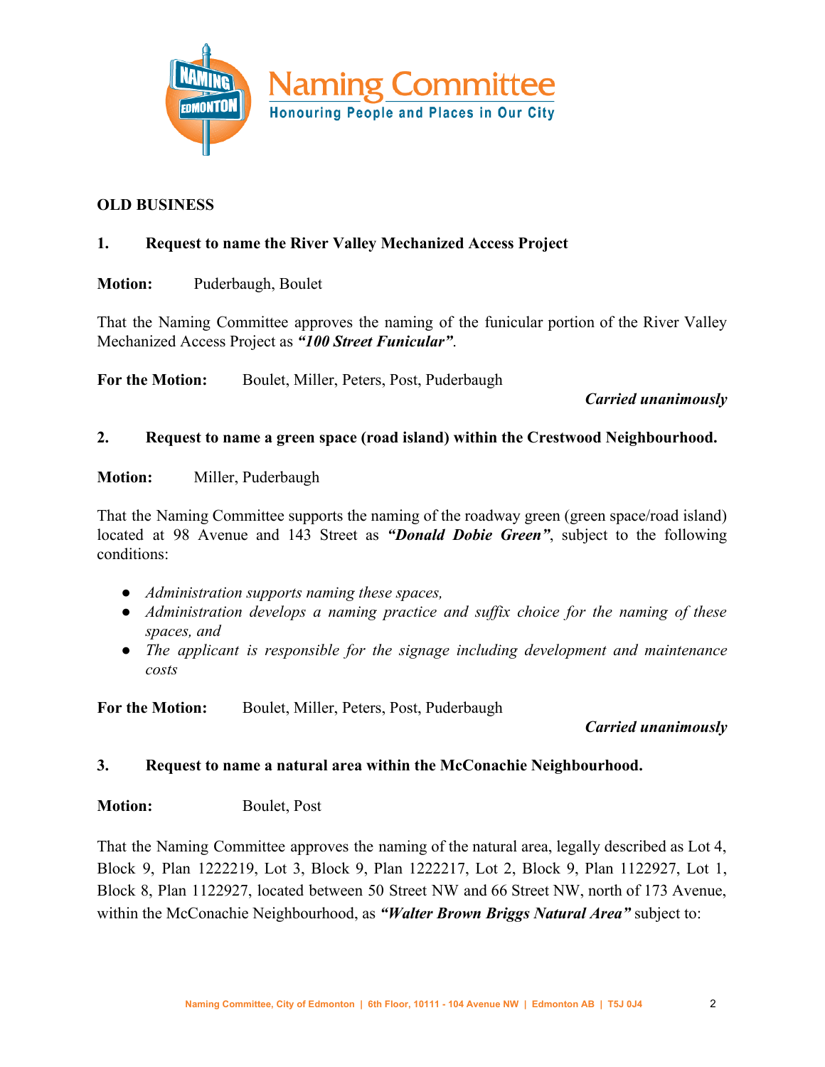**OLD BUSINESS**

**1. Request to name the River Valley Mechanized Access Project**

**Motion:** Puderbaugh, Boulet

That the Naming Committee approves the naming of the funicular portion of the River Valley Mechanized Access Project as ***"100 Street Funicular"***.

**For the Motion:** Boulet, Miller, Peters, Post, Puderbaugh

***Carried unanimously***

**2. Request to name a green space (road island) within the Crestwood Neighbourhood.**

**Motion:** Miller, Puderbaugh

That the Naming Committee supports the naming of the roadway green (green space/road island) located at 98 Avenue and 143 Street as ***"Donald Dobie Green"***, subject to the following conditions:

- *Administration supports naming these spaces,*
- *Administration develops a naming practice and suffix choice for the naming of these spaces, and*
- *The applicant is responsible for the signage including development and maintenance costs*

**For the Motion:** Boulet, Miller, Peters, Post, Puderbaugh

***Carried unanimously***

**3. Request to name a natural area within the McConachie Neighbourhood.**

**Motion:** Boulet, Post

That the Naming Committee approves the naming of the natural area, legally described as Lot 4, Block 9, Plan 1222219, Lot 3, Block 9, Plan 1222217, Lot 2, Block 9, Plan 1122927, Lot 1, Block 8, Plan 1122927, located between 50 Street NW and 66 Street NW, north of 173 Avenue, within the McConachie Neighbourhood, as ***"Walter Brown Briggs Natural Area"*** subject to: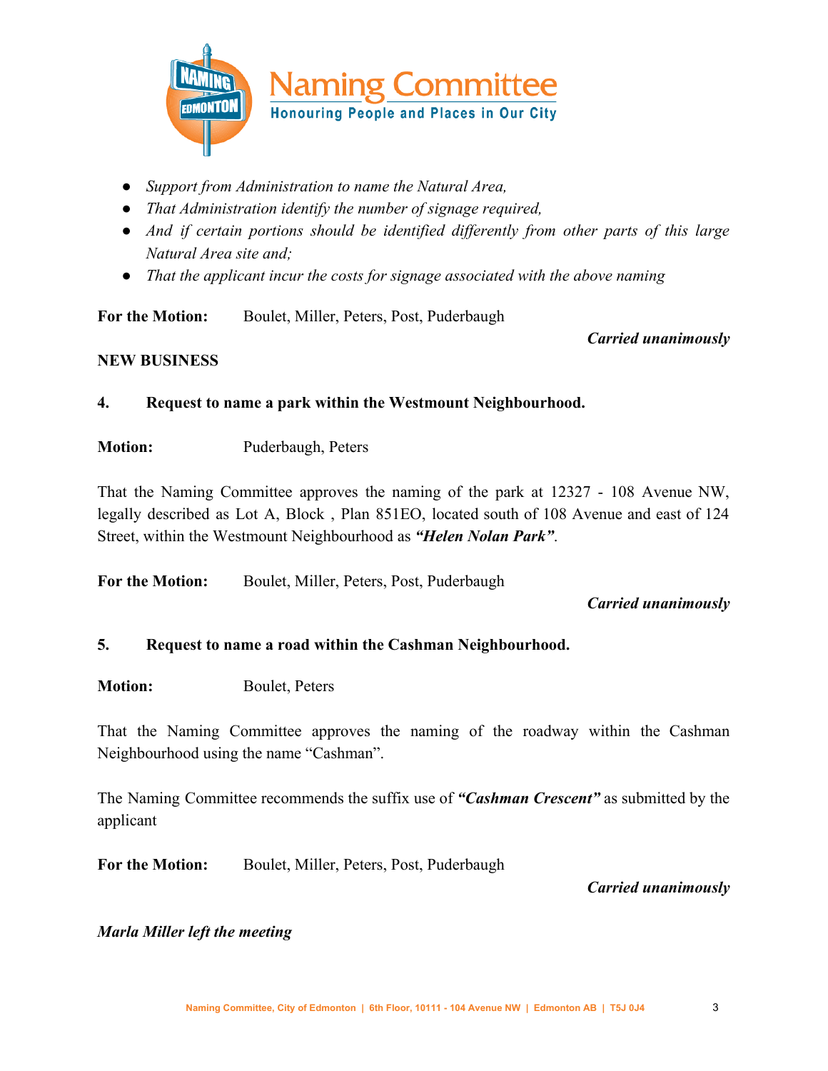- *Support from Administration to name the Natural Area,*
- *That Administration identify the number of signage required,*
- *And if certain portions should be identified differently from other parts of this large Natural Area site and;*
- *That the applicant incur the costs for signage associated with the above naming*

**For the Motion:** Boulet, Miller, Peters, Post, Puderbaugh

***Carried unanimously***

**NEW BUSINESS**

**4. Request to name a park within the Westmount Neighbourhood.**

**Motion:** Puderbaugh, Peters

That the Naming Committee approves the naming of the park at 12327 - 108 Avenue NW, legally described as Lot A, Block , Plan 851EO, located south of 108 Avenue and east of 124 Street, within the Westmount Neighbourhood as ***"Helen Nolan Park"***.

**For the Motion:** Boulet, Miller, Peters, Post, Puderbaugh

***Carried unanimously***

**5. Request to name a road within the Cashman Neighbourhood.**

**Motion:** Boulet, Peters

That the Naming Committee approves the naming of the roadway within the Cashman Neighbourhood using the name "Cashman".

The Naming Committee recommends the suffix use of ***"Cashman Crescent"*** as submitted by the applicant

**For the Motion:** Boulet, Miller, Peters, Post, Puderbaugh

***Carried unanimously***

***Marla Miller left the meeting***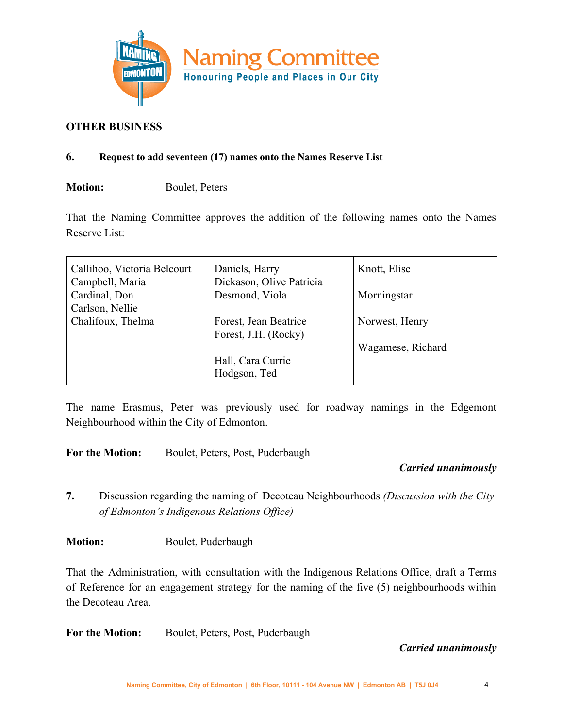## OTHER BUSINESS

**6. Request to add seventeen (17) names onto the Names Reserve List**

**Motion:** Boulet, Peters

That the Naming Committee approves the addition of the following names onto the Names Reserve List:

| | | |
|---|---|---|
| Callihoo, Victoria Belcourt<br>Campbell, Maria<br>Cardinal, Don<br>Carlson, Nellie<br>Chalifoux, Thelma | Daniels, Harry<br>Dickason, Olive Patricia<br>Desmond, Viola<br><br>Forest, Jean Beatrice<br>Forest, J.H. (Rocky)<br><br>Hall, Cara Currie<br>Hodgson, Ted | Knott, Elise<br><br>Morningstar<br><br>Norwest, Henry<br><br>Wagamese, Richard |

The name Erasmus, Peter was previously used for roadway namings in the Edgemont Neighbourhood within the City of Edmonton.

**For the Motion:** Boulet, Peters, Post, Puderbaugh

***Carried unanimously***

**7.** Discussion regarding the naming of Decoteau Neighbourhoods *(Discussion with the City of Edmonton's Indigenous Relations Office)*

**Motion:** Boulet, Puderbaugh

That the Administration, with consultation with the Indigenous Relations Office, draft a Terms of Reference for an engagement strategy for the naming of the five (5) neighbourhoods within the Decoteau Area.

**For the Motion:** Boulet, Peters, Post, Puderbaugh

***Carried unanimously***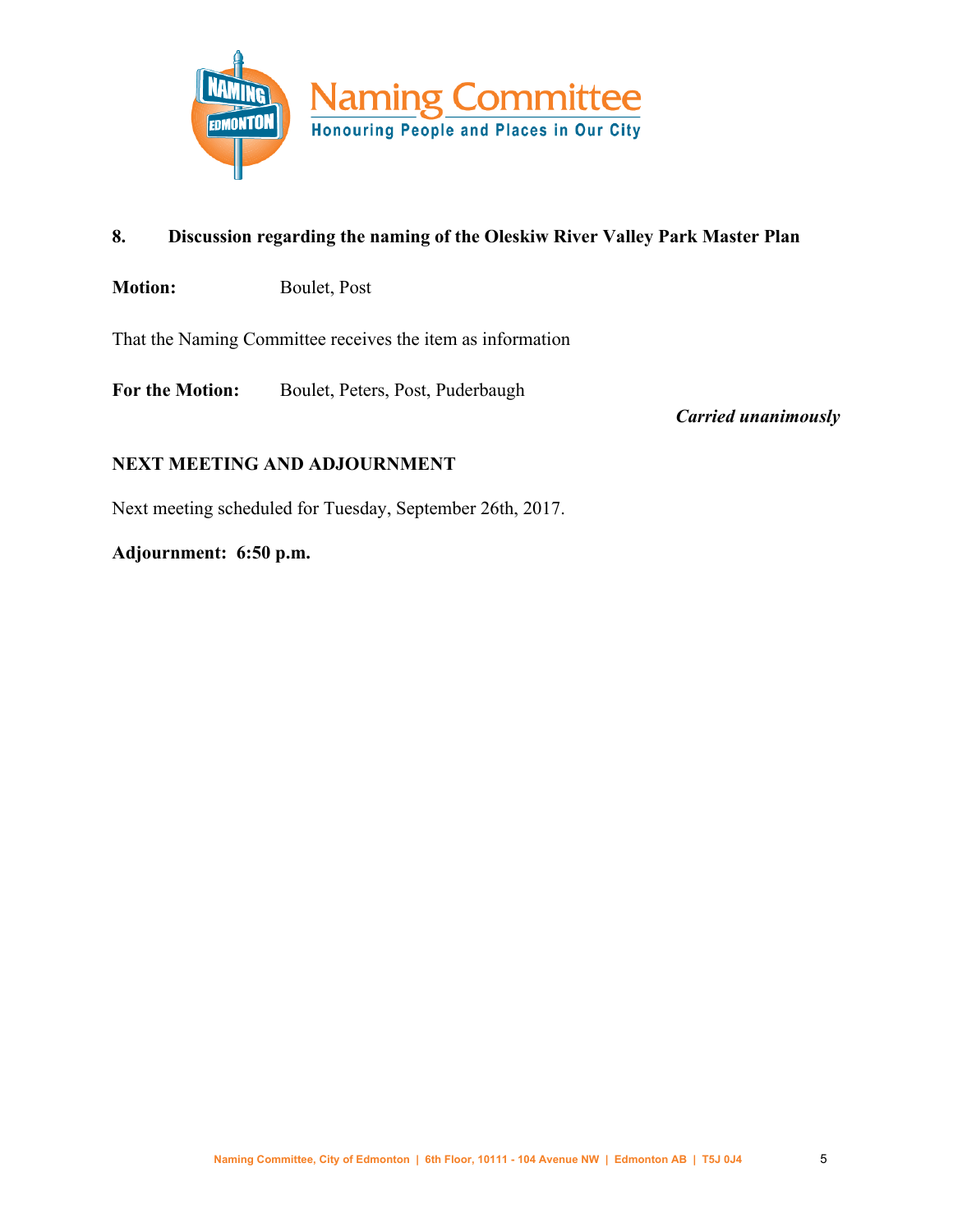**8. Discussion regarding the naming of the Oleskiw River Valley Park Master Plan**

**Motion:** Boulet, Post

That the Naming Committee receives the item as information

**For the Motion:** Boulet, Peters, Post, Puderbaugh

***Carried unanimously***

**NEXT MEETING AND ADJOURNMENT**

Next meeting scheduled for Tuesday, September 26th, 2017.

**Adjournment: 6:50 p.m.**